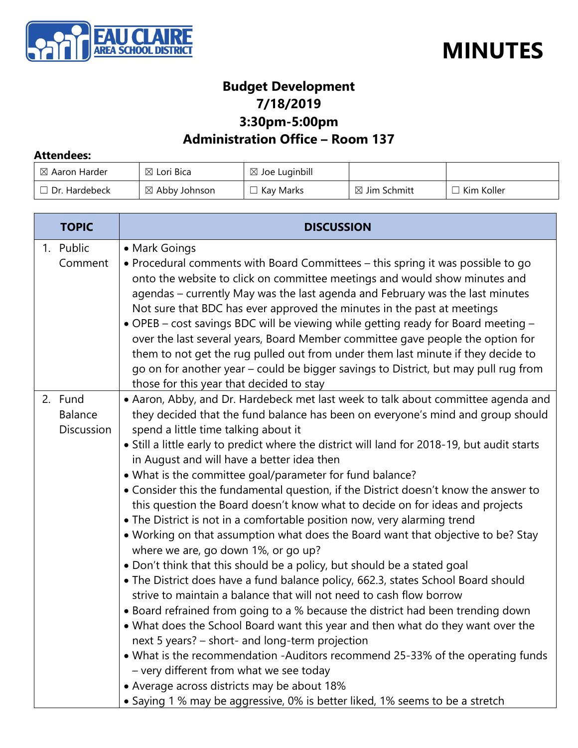# MINUTES

## Budget Development
## 7/18/2019
## 3:30pm-5:00pm
## Administration Office – Room 137

**Attendees:**

| | | | | |
|---|---|---|---|---|
| ☒ Aaron Harder | ☒ Lori Bica | ☒ Joe Luginbill | | |
| ☐ Dr. Hardebeck | ☒ Abby Johnson | ☐ Kay Marks | ☒ Jim Schmitt | ☐ Kim Koller |

| TOPIC | DISCUSSION |
|---|---|
| 1. Public Comment | • Mark Goings<br>• Procedural comments with Board Committees – this spring it was possible to go onto the website to click on committee meetings and would show minutes and agendas – currently May was the last agenda and February was the last minutes Not sure that BDC has ever approved the minutes in the past at meetings<br>• OPEB – cost savings BDC will be viewing while getting ready for Board meeting – over the last several years, Board Member committee gave people the option for them to not get the rug pulled out from under them last minute if they decide to go on for another year – could be bigger savings to District, but may pull rug from those for this year that decided to stay |
| 2. Fund Balance Discussion | • Aaron, Abby, and Dr. Hardebeck met last week to talk about committee agenda and they decided that the fund balance has been on everyone's mind and group should spend a little time talking about it<br>• Still a little early to predict where the district will land for 2018-19, but audit starts in August and will have a better idea then<br>• What is the committee goal/parameter for fund balance?<br>• Consider this the fundamental question, if the District doesn't know the answer to this question the Board doesn't know what to decide on for ideas and projects<br>• The District is not in a comfortable position now, very alarming trend<br>• Working on that assumption what does the Board want that objective to be? Stay where we are, go down 1%, or go up?<br>• Don't think that this should be a policy, but should be a stated goal<br>• The District does have a fund balance policy, 662.3, states School Board should strive to maintain a balance that will not need to cash flow borrow<br>• Board refrained from going to a % because the district had been trending down<br>• What does the School Board want this year and then what do they want over the next 5 years? – short- and long-term projection<br>• What is the recommendation -Auditors recommend 25-33% of the operating funds – very different from what we see today<br>• Average across districts may be about 18%<br>• Saying 1 % may be aggressive, 0% is better liked, 1% seems to be a stretch |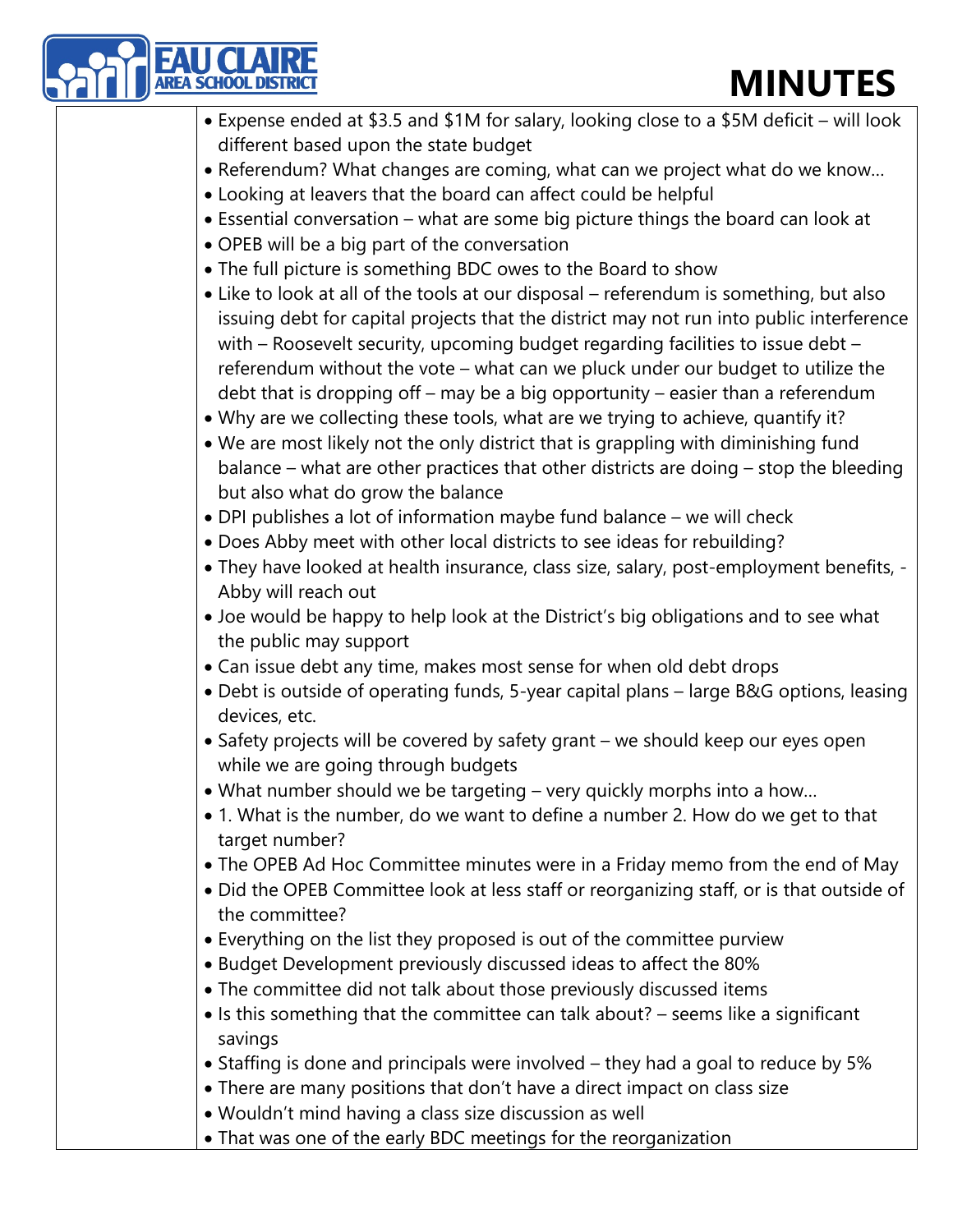- Expense ended at $3.5 and $1M for salary, looking close to a $5M deficit – will look different based upon the state budget
- Referendum? What changes are coming, what can we project what do we know…
- Looking at leavers that the board can affect could be helpful
- Essential conversation – what are some big picture things the board can look at
- OPEB will be a big part of the conversation
- The full picture is something BDC owes to the Board to show
- Like to look at all of the tools at our disposal – referendum is something, but also issuing debt for capital projects that the district may not run into public interference with – Roosevelt security, upcoming budget regarding facilities to issue debt – referendum without the vote – what can we pluck under our budget to utilize the debt that is dropping off – may be a big opportunity – easier than a referendum
- Why are we collecting these tools, what are we trying to achieve, quantify it?
- We are most likely not the only district that is grappling with diminishing fund balance – what are other practices that other districts are doing – stop the bleeding but also what do grow the balance
- DPI publishes a lot of information maybe fund balance – we will check
- Does Abby meet with other local districts to see ideas for rebuilding?
- They have looked at health insurance, class size, salary, post-employment benefits, - Abby will reach out
- Joe would be happy to help look at the District's big obligations and to see what the public may support
- Can issue debt any time, makes most sense for when old debt drops
- Debt is outside of operating funds, 5-year capital plans – large B&G options, leasing devices, etc.
- Safety projects will be covered by safety grant – we should keep our eyes open while we are going through budgets
- What number should we be targeting – very quickly morphs into a how…
- 1. What is the number, do we want to define a number 2. How do we get to that target number?
- The OPEB Ad Hoc Committee minutes were in a Friday memo from the end of May
- Did the OPEB Committee look at less staff or reorganizing staff, or is that outside of the committee?
- Everything on the list they proposed is out of the committee purview
- Budget Development previously discussed ideas to affect the 80%
- The committee did not talk about those previously discussed items
- Is this something that the committee can talk about? – seems like a significant savings
- Staffing is done and principals were involved – they had a goal to reduce by 5%
- There are many positions that don't have a direct impact on class size
- Wouldn't mind having a class size discussion as well
- That was one of the early BDC meetings for the reorganization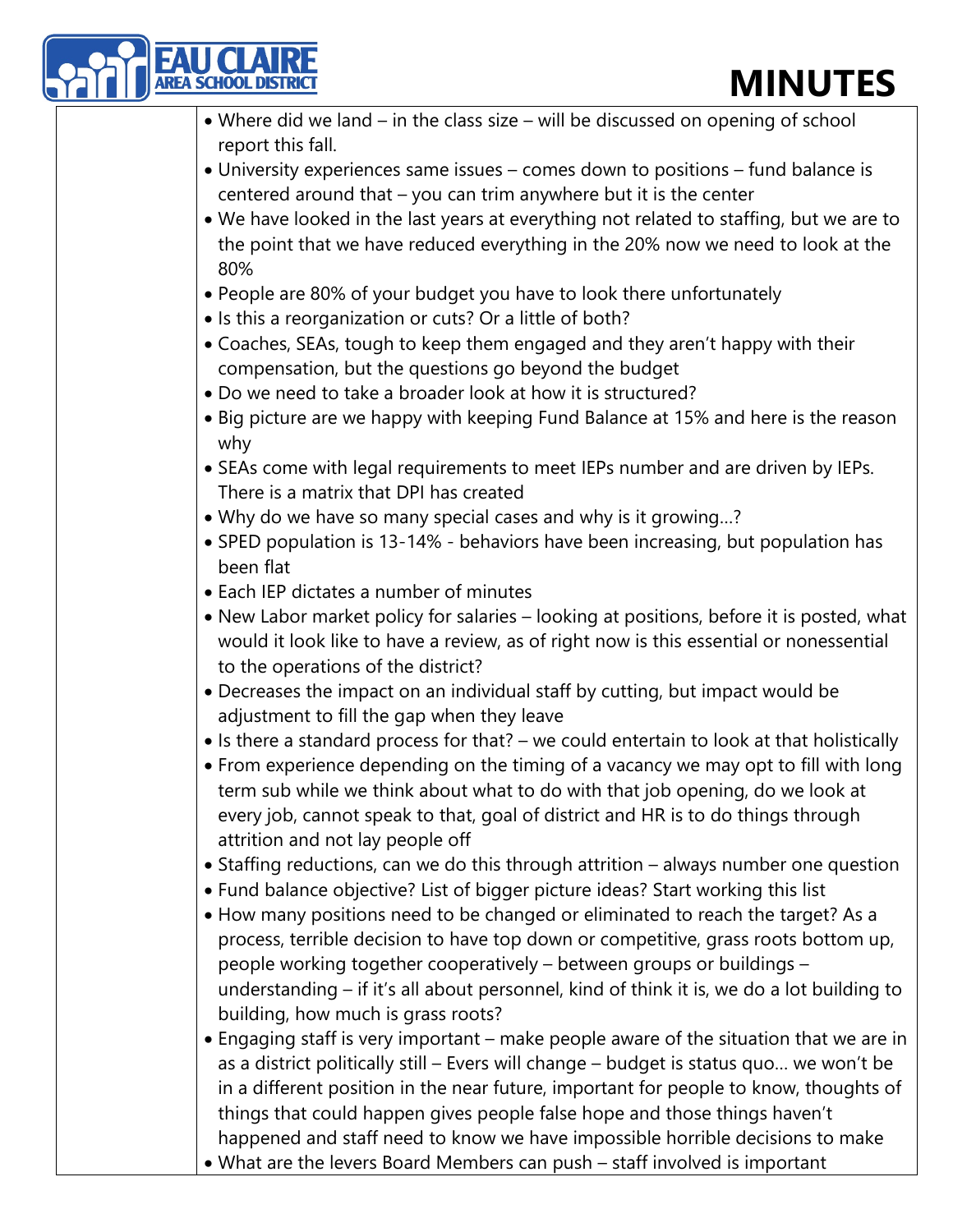- Where did we land – in the class size – will be discussed on opening of school report this fall.
- University experiences same issues – comes down to positions – fund balance is centered around that – you can trim anywhere but it is the center
- We have looked in the last years at everything not related to staffing, but we are to the point that we have reduced everything in the 20% now we need to look at the 80%
- People are 80% of your budget you have to look there unfortunately
- Is this a reorganization or cuts? Or a little of both?
- Coaches, SEAs, tough to keep them engaged and they aren't happy with their compensation, but the questions go beyond the budget
- Do we need to take a broader look at how it is structured?
- Big picture are we happy with keeping Fund Balance at 15% and here is the reason why
- SEAs come with legal requirements to meet IEPs number and are driven by IEPs. There is a matrix that DPI has created
- Why do we have so many special cases and why is it growing…?
- SPED population is 13-14% - behaviors have been increasing, but population has been flat
- Each IEP dictates a number of minutes
- New Labor market policy for salaries – looking at positions, before it is posted, what would it look like to have a review, as of right now is this essential or nonessential to the operations of the district?
- Decreases the impact on an individual staff by cutting, but impact would be adjustment to fill the gap when they leave
- Is there a standard process for that? – we could entertain to look at that holistically
- From experience depending on the timing of a vacancy we may opt to fill with long term sub while we think about what to do with that job opening, do we look at every job, cannot speak to that, goal of district and HR is to do things through attrition and not lay people off
- Staffing reductions, can we do this through attrition – always number one question
- Fund balance objective? List of bigger picture ideas? Start working this list
- How many positions need to be changed or eliminated to reach the target? As a process, terrible decision to have top down or competitive, grass roots bottom up, people working together cooperatively – between groups or buildings – understanding – if it's all about personnel, kind of think it is, we do a lot building to building, how much is grass roots?
- Engaging staff is very important – make people aware of the situation that we are in as a district politically still – Evers will change – budget is status quo… we won't be in a different position in the near future, important for people to know, thoughts of things that could happen gives people false hope and those things haven't happened and staff need to know we have impossible horrible decisions to make
- What are the levers Board Members can push – staff involved is important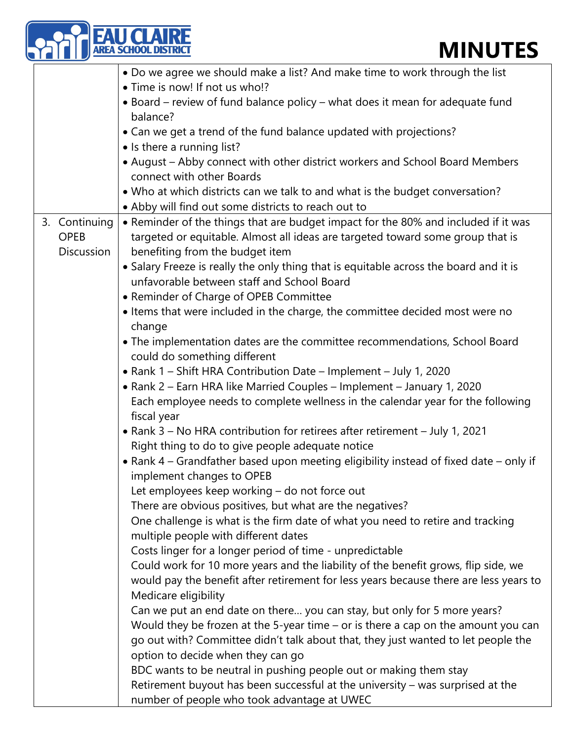| | |
|---|---|
| | • Do we agree we should make a list? And make time to work through the list<br>• Time is now! If not us who!?<br>• Board – review of fund balance policy – what does it mean for adequate fund balance?<br>• Can we get a trend of the fund balance updated with projections?<br>• Is there a running list?<br>• August – Abby connect with other district workers and School Board Members connect with other Boards<br>• Who at which districts can we talk to and what is the budget conversation?<br>• Abby will find out some districts to reach out to |
| 3. Continuing OPEB Discussion | • Reminder of the things that are budget impact for the 80% and included if it was targeted or equitable. Almost all ideas are targeted toward some group that is benefiting from the budget item<br>• Salary Freeze is really the only thing that is equitable across the board and it is unfavorable between staff and School Board<br>• Reminder of Charge of OPEB Committee<br>• Items that were included in the charge, the committee decided most were no change<br>• The implementation dates are the committee recommendations, School Board could do something different<br>• Rank 1 – Shift HRA Contribution Date – Implement – July 1, 2020<br>• Rank 2 – Earn HRA like Married Couples – Implement – January 1, 2020<br>Each employee needs to complete wellness in the calendar year for the following fiscal year<br>• Rank 3 – No HRA contribution for retirees after retirement – July 1, 2021<br>Right thing to do to give people adequate notice<br>• Rank 4 – Grandfather based upon meeting eligibility instead of fixed date – only if implement changes to OPEB<br>Let employees keep working – do not force out<br>There are obvious positives, but what are the negatives?<br>One challenge is what is the firm date of what you need to retire and tracking multiple people with different dates<br>Costs linger for a longer period of time - unpredictable<br>Could work for 10 more years and the liability of the benefit grows, flip side, we would pay the benefit after retirement for less years because there are less years to Medicare eligibility<br>Can we put an end date on there… you can stay, but only for 5 more years?<br>Would they be frozen at the 5-year time – or is there a cap on the amount you can go out with? Committee didn't talk about that, they just wanted to let people the option to decide when they can go<br>BDC wants to be neutral in pushing people out or making them stay<br>Retirement buyout has been successful at the university – was surprised at the number of people who took advantage at UWEC |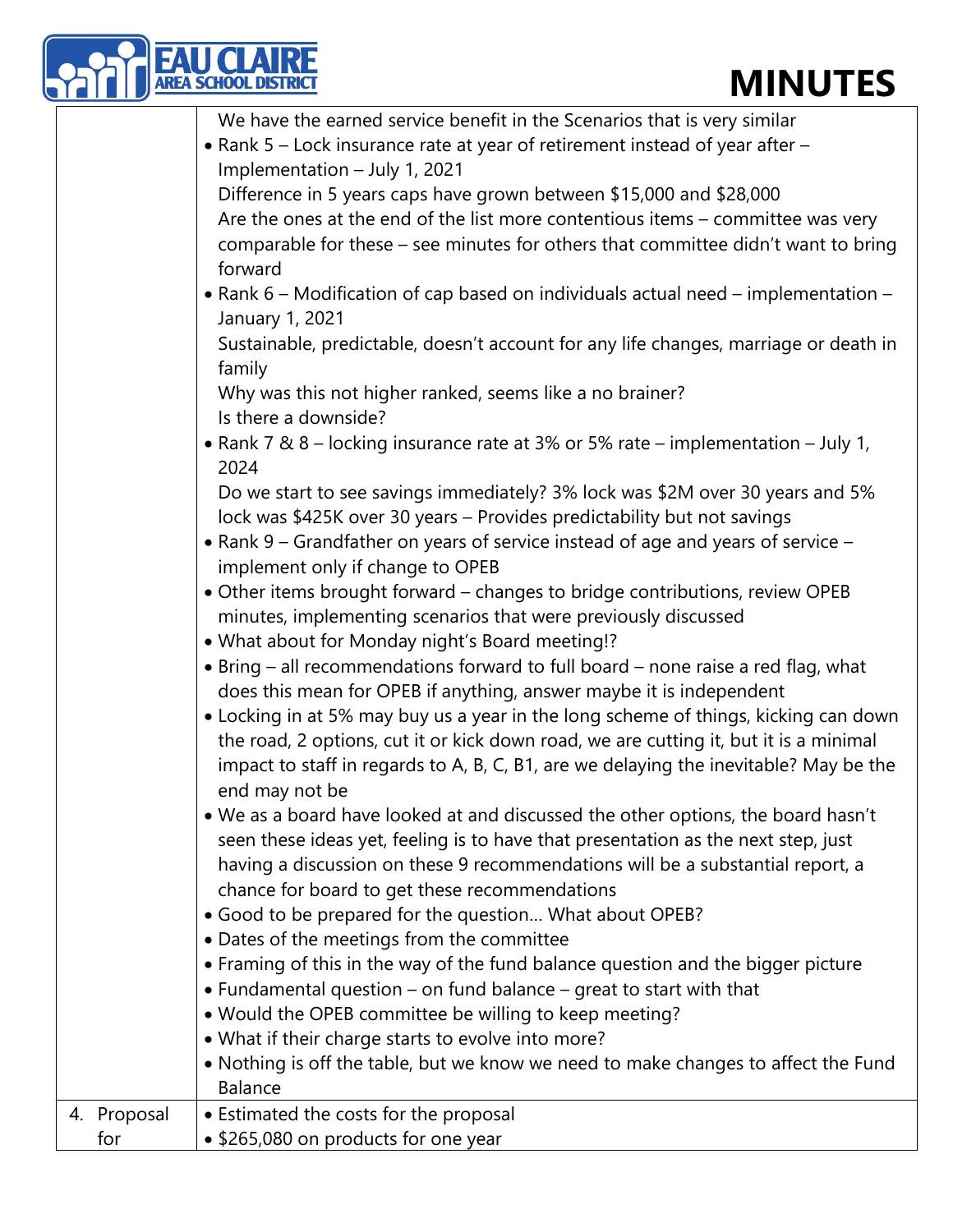| | |
|---|---|
| | We have the earned service benefit in the Scenarios that is very similar<br>• Rank 5 – Lock insurance rate at year of retirement instead of year after – Implementation – July 1, 2021<br>Difference in 5 years caps have grown between $15,000 and $28,000<br>Are the ones at the end of the list more contentious items – committee was very comparable for these – see minutes for others that committee didn't want to bring forward<br>• Rank 6 – Modification of cap based on individuals actual need – implementation – January 1, 2021<br>Sustainable, predictable, doesn't account for any life changes, marriage or death in family<br>Why was this not higher ranked, seems like a no brainer?<br>Is there a downside?<br>• Rank 7 & 8 – locking insurance rate at 3% or 5% rate – implementation – July 1, 2024<br>Do we start to see savings immediately? 3% lock was $2M over 30 years and 5% lock was $425K over 30 years – Provides predictability but not savings<br>• Rank 9 – Grandfather on years of service instead of age and years of service – implement only if change to OPEB<br>• Other items brought forward – changes to bridge contributions, review OPEB minutes, implementing scenarios that were previously discussed<br>• What about for Monday night's Board meeting!?<br>• Bring – all recommendations forward to full board – none raise a red flag, what does this mean for OPEB if anything, answer maybe it is independent<br>• Locking in at 5% may buy us a year in the long scheme of things, kicking can down the road, 2 options, cut it or kick down road, we are cutting it, but it is a minimal impact to staff in regards to A, B, C, B1, are we delaying the inevitable? May be the end may not be<br>• We as a board have looked at and discussed the other options, the board hasn't seen these ideas yet, feeling is to have that presentation as the next step, just having a discussion on these 9 recommendations will be a substantial report, a chance for board to get these recommendations<br>• Good to be prepared for the question… What about OPEB?<br>• Dates of the meetings from the committee<br>• Framing of this in the way of the fund balance question and the bigger picture<br>• Fundamental question – on fund balance – great to start with that<br>• Would the OPEB committee be willing to keep meeting?<br>• What if their charge starts to evolve into more?<br>• Nothing is off the table, but we know we need to make changes to affect the Fund Balance |
| 4. Proposal for | • Estimated the costs for the proposal<br>• $265,080 on products for one year |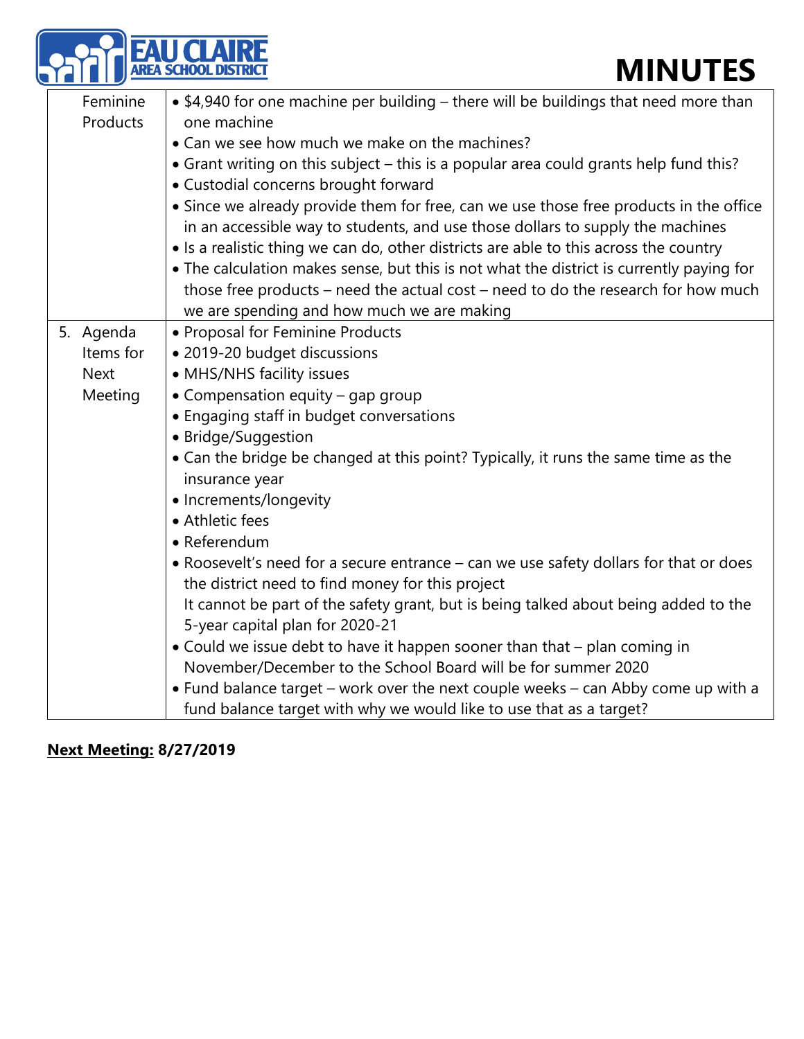| | |
|---|---|
| Feminine Products | • $4,940 for one machine per building – there will be buildings that need more than one machine<br>• Can we see how much we make on the machines?<br>• Grant writing on this subject – this is a popular area could grants help fund this?<br>• Custodial concerns brought forward<br>• Since we already provide them for free, can we use those free products in the office in an accessible way to students, and use those dollars to supply the machines<br>• Is a realistic thing we can do, other districts are able to this across the country<br>• The calculation makes sense, but this is not what the district is currently paying for those free products – need the actual cost – need to do the research for how much we are spending and how much we are making |
| 5. Agenda Items for Next Meeting | • Proposal for Feminine Products<br>• 2019-20 budget discussions<br>• MHS/NHS facility issues<br>• Compensation equity – gap group<br>• Engaging staff in budget conversations<br>• Bridge/Suggestion<br>• Can the bridge be changed at this point? Typically, it runs the same time as the insurance year<br>• Increments/longevity<br>• Athletic fees<br>• Referendum<br>• Roosevelt's need for a secure entrance – can we use safety dollars for that or does the district need to find money for this project<br>It cannot be part of the safety grant, but is being talked about being added to the 5-year capital plan for 2020-21<br>• Could we issue debt to have it happen sooner than that – plan coming in November/December to the School Board will be for summer 2020<br>• Fund balance target – work over the next couple weeks – can Abby come up with a fund balance target with why we would like to use that as a target? |

**Next Meeting: 8/27/2019**